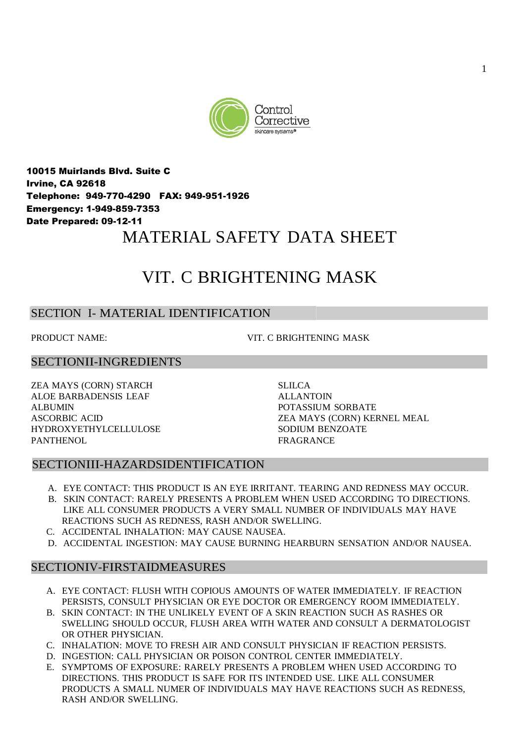Control Corrective skincare systems®

**10015 Muirlands Blvd. Suite C**
**Irvine, CA 92618**
**Telephone: 949-770-4290 FAX: 949-951-1926**
**Emergency: 1-949-859-7353**
**Date Prepared: 09-12-11**

# MATERIAL SAFETY DATA SHEET

# VIT. C BRIGHTENING MASK

## SECTION I- MATERIAL IDENTIFICATION

PRODUCT NAME: VIT. C BRIGHTENING MASK

## SECTIONII-INGREDIENTS

ZEA MAYS (CORN) STARCH
ALOE BARBADENSIS LEAF
ALBUMIN
ASCORBIC ACID
HYDROXYETHYLCELLULOSE
PANTHENOL
SLILCA
ALLANTOIN
POTASSIUM SORBATE
ZEA MAYS (CORN) KERNEL MEAL
SODIUM BENZOATE
FRAGRANCE

## SECTIONIII-HAZARDSIDENTIFICATION

A. EYE CONTACT: THIS PRODUCT IS AN EYE IRRITANT. TEARING AND REDNESS MAY OCCUR.
B. SKIN CONTACT: RARELY PRESENTS A PROBLEM WHEN USED ACCORDING TO DIRECTIONS. LIKE ALL CONSUMER PRODUCTS A VERY SMALL NUMBER OF INDIVIDUALS MAY HAVE REACTIONS SUCH AS REDNESS, RASH AND/OR SWELLING.
C. ACCIDENTAL INHALATION: MAY CAUSE NAUSEA.
D. ACCIDENTAL INGESTION: MAY CAUSE BURNING HEARBURN SENSATION AND/OR NAUSEA.

## SECTIONIV-FIRSTAIDMEASURES

A. EYE CONTACT: FLUSH WITH COPIOUS AMOUNTS OF WATER IMMEDIATELY. IF REACTION PERSISTS, CONSULT PHYSICIAN OR EYE DOCTOR OR EMERGENCY ROOM IMMEDIATELY.
B. SKIN CONTACT: IN THE UNLIKELY EVENT OF A SKIN REACTION SUCH AS RASHES OR SWELLING SHOULD OCCUR, FLUSH AREA WITH WATER AND CONSULT A DERMATOLOGIST OR OTHER PHYSICIAN.
C. INHALATION: MOVE TO FRESH AIR AND CONSULT PHYSICIAN IF REACTION PERSISTS.
D. INGESTION: CALL PHYSICIAN OR POISON CONTROL CENTER IMMEDIATELY.
E. SYMPTOMS OF EXPOSURE: RARELY PRESENTS A PROBLEM WHEN USED ACCORDING TO DIRECTIONS. THIS PRODUCT IS SAFE FOR ITS INTENDED USE. LIKE ALL CONSUMER PRODUCTS A SMALL NUMER OF INDIVIDUALS MAY HAVE REACTIONS SUCH AS REDNESS, RASH AND/OR SWELLING.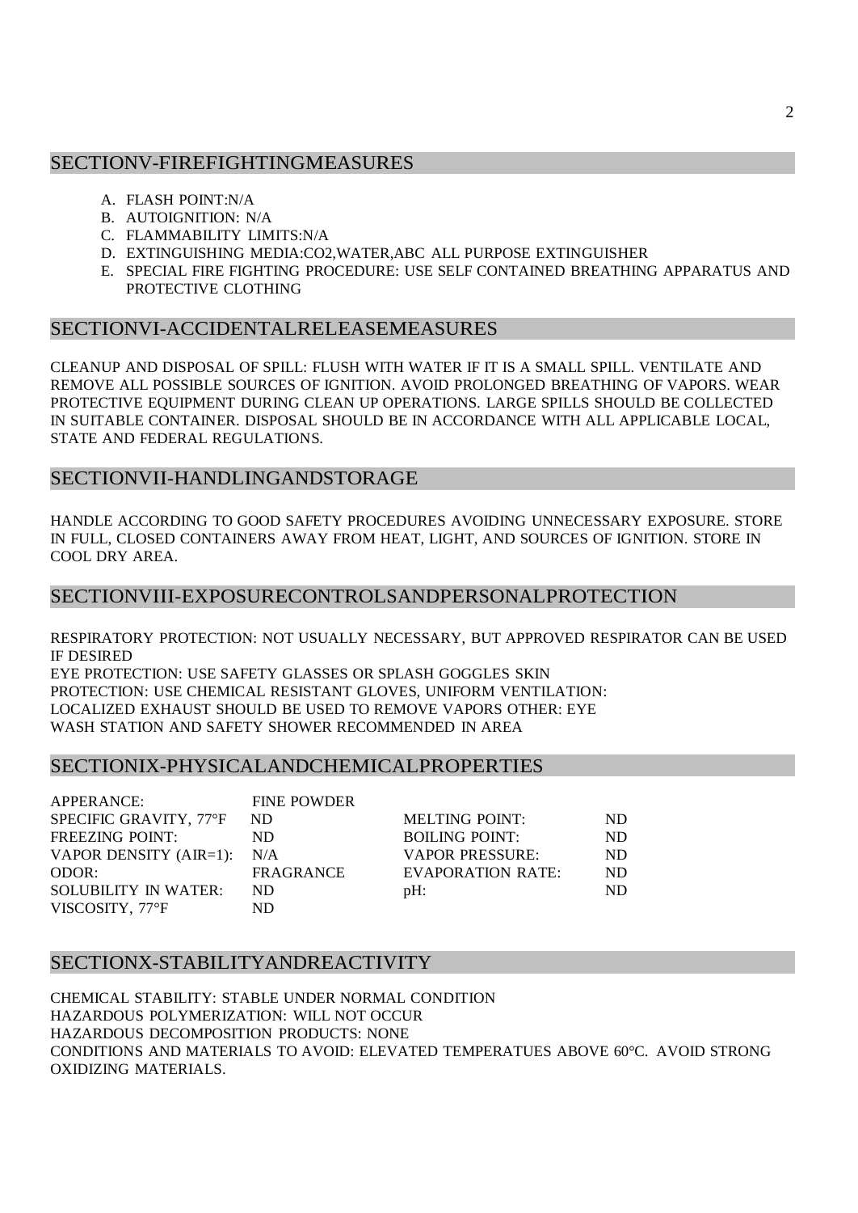## SECTIONV-FIREFIGHTINGMEASURES

A. FLASH POINT:N/A
B. AUTOIGNITION: N/A
C. FLAMMABILITY LIMITS:N/A
D. EXTINGUISHING MEDIA:CO2,WATER,ABC ALL PURPOSE EXTINGUISHER
E. SPECIAL FIRE FIGHTING PROCEDURE: USE SELF CONTAINED BREATHING APPARATUS AND PROTECTIVE CLOTHING

## SECTIONVI-ACCIDENTALRELEASEMEASURES

CLEANUP AND DISPOSAL OF SPILL: FLUSH WITH WATER IF IT IS A SMALL SPILL. VENTILATE AND REMOVE ALL POSSIBLE SOURCES OF IGNITION. AVOID PROLONGED BREATHING OF VAPORS. WEAR PROTECTIVE EQUIPMENT DURING CLEAN UP OPERATIONS. LARGE SPILLS SHOULD BE COLLECTED IN SUITABLE CONTAINER. DISPOSAL SHOULD BE IN ACCORDANCE WITH ALL APPLICABLE LOCAL, STATE AND FEDERAL REGULATIONS.

## SECTIONVII-HANDLINGANDSTORAGE

HANDLE ACCORDING TO GOOD SAFETY PROCEDURES AVOIDING UNNECESSARY EXPOSURE. STORE IN FULL, CLOSED CONTAINERS AWAY FROM HEAT, LIGHT, AND SOURCES OF IGNITION. STORE IN COOL DRY AREA.

## SECTIONVIII-EXPOSURECONTROLSANDPERSONALPROTECTION

RESPIRATORY PROTECTION: NOT USUALLY NECESSARY, BUT APPROVED RESPIRATOR CAN BE USED IF DESIRED
EYE PROTECTION: USE SAFETY GLASSES OR SPLASH GOGGLES SKIN PROTECTION: USE CHEMICAL RESISTANT GLOVES, UNIFORM VENTILATION: LOCALIZED EXHAUST SHOULD BE USED TO REMOVE VAPORS OTHER: EYE WASH STATION AND SAFETY SHOWER RECOMMENDED IN AREA

## SECTIONIX-PHYSICALANDCHEMICALPROPERTIES

| | | | |
|---|---|---|---|
| APPERANCE: | FINE POWDER | | |
| SPECIFIC GRAVITY, 77°F | ND | MELTING POINT: | ND |
| FREEZING POINT: | ND | BOILING POINT: | ND |
| VAPOR DENSITY (AIR=1): | N/A | VAPOR PRESSURE: | ND |
| ODOR: | FRAGRANCE | EVAPORATION RATE: | ND |
| SOLUBILITY IN WATER: | ND | pH: | ND |
| VISCOSITY, 77°F | ND | | |

## SECTIONX-STABILITYANDREACTIVITY

CHEMICAL STABILITY: STABLE UNDER NORMAL CONDITION
HAZARDOUS POLYMERIZATION: WILL NOT OCCUR
HAZARDOUS DECOMPOSITION PRODUCTS: NONE
CONDITIONS AND MATERIALS TO AVOID: ELEVATED TEMPERATUES ABOVE 60°C. AVOID STRONG OXIDIZING MATERIALS.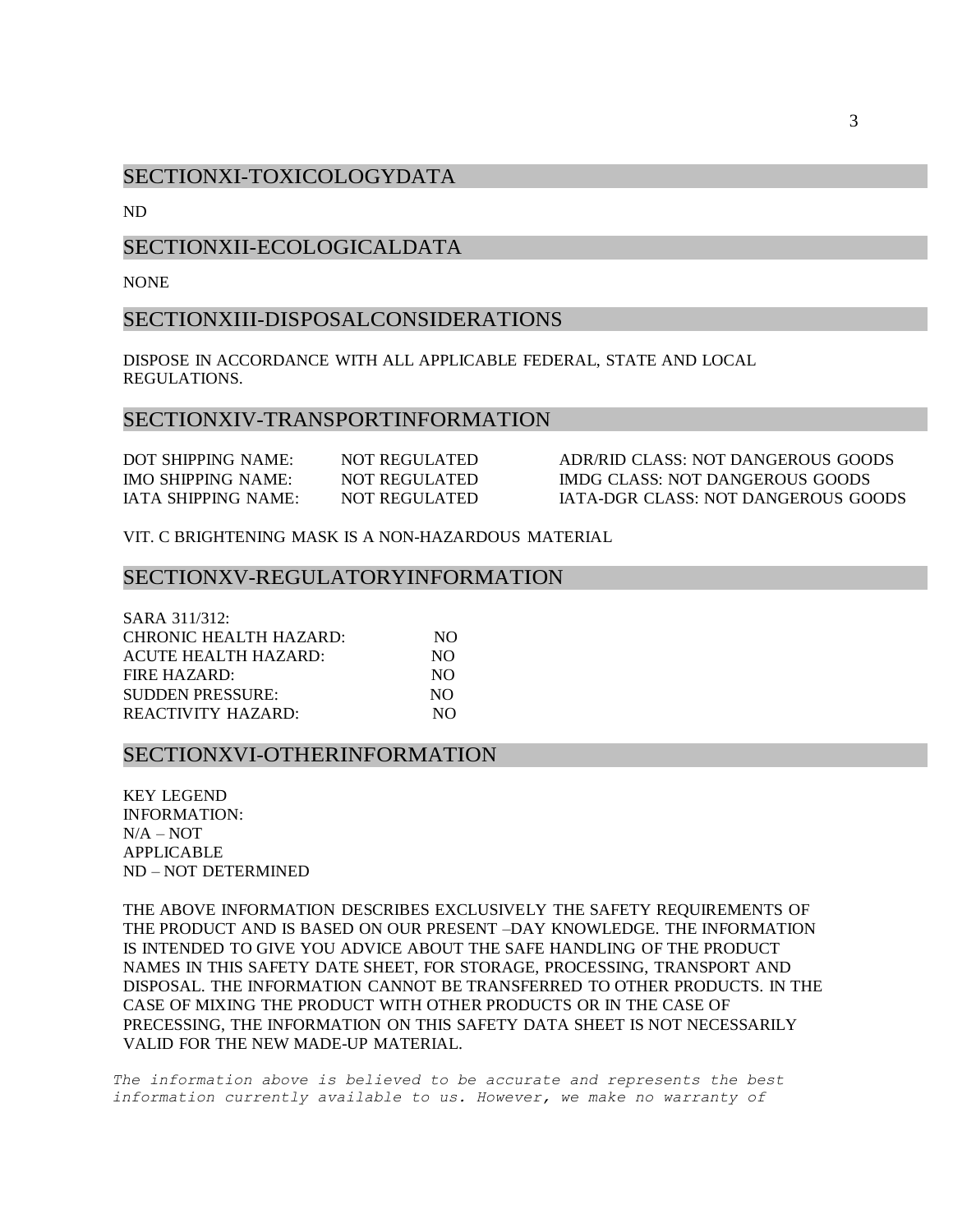## SECTIONXI-TOXICOLOGYDATA

ND

## SECTIONXII-ECOLOGICALDATA

NONE

## SECTIONXIII-DISPOSALCONSIDERATIONS

DISPOSE IN ACCORDANCE WITH ALL APPLICABLE FEDERAL, STATE AND LOCAL REGULATIONS.

## SECTIONXIV-TRANSPORTINFORMATION

| | | |
|---|---|---|
| DOT SHIPPING NAME: | NOT REGULATED | ADR/RID CLASS: NOT DANGEROUS GOODS |
| IMO SHIPPING NAME: | NOT REGULATED | IMDG CLASS: NOT DANGEROUS GOODS |
| IATA SHIPPING NAME: | NOT REGULATED | IATA-DGR CLASS: NOT DANGEROUS GOODS |

VIT. C BRIGHTENING MASK IS A NON-HAZARDOUS MATERIAL

## SECTIONXV-REGULATORYINFORMATION

SARA 311/312:

| | |
|---|---|
| CHRONIC HEALTH HAZARD: | NO |
| ACUTE HEALTH HAZARD: | NO |
| FIRE HAZARD: | NO |
| SUDDEN PRESSURE: | NO |
| REACTIVITY HAZARD: | NO |

## SECTIONXVI-OTHERINFORMATION

KEY LEGEND INFORMATION:
N/A – NOT APPLICABLE
ND – NOT DETERMINED

THE ABOVE INFORMATION DESCRIBES EXCLUSIVELY THE SAFETY REQUIREMENTS OF THE PRODUCT AND IS BASED ON OUR PRESENT –DAY KNOWLEDGE. THE INFORMATION IS INTENDED TO GIVE YOU ADVICE ABOUT THE SAFE HANDLING OF THE PRODUCT NAMES IN THIS SAFETY DATE SHEET, FOR STORAGE, PROCESSING, TRANSPORT AND DISPOSAL. THE INFORMATION CANNOT BE TRANSFERRED TO OTHER PRODUCTS. IN THE CASE OF MIXING THE PRODUCT WITH OTHER PRODUCTS OR IN THE CASE OF PRECESSING, THE INFORMATION ON THIS SAFETY DATA SHEET IS NOT NECESSARILY VALID FOR THE NEW MADE-UP MATERIAL.

*The information above is believed to be accurate and represents the best information currently available to us. However, we make no warranty of*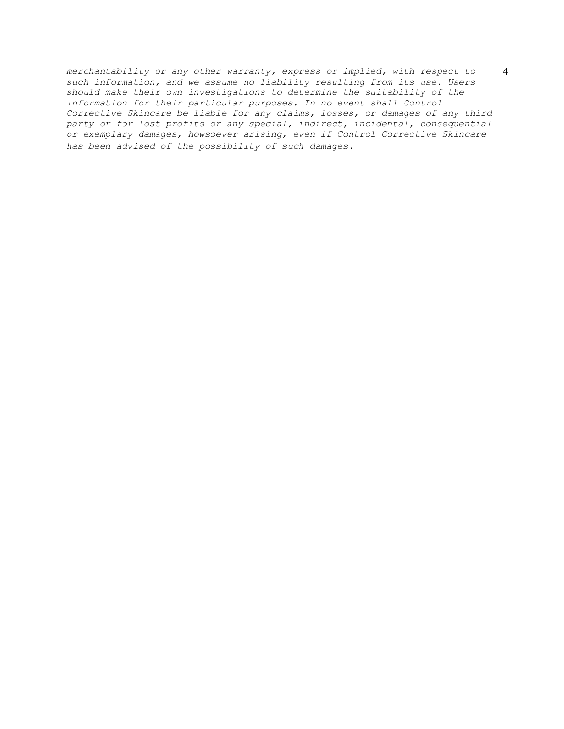*merchantability or any other warranty, express or implied, with respect to such information, and we assume no liability resulting from its use. Users should make their own investigations to determine the suitability of the information for their particular purposes. In no event shall Control Corrective Skincare be liable for any claims, losses, or damages of any third party or for lost profits or any special, indirect, incidental, consequential or exemplary damages, howsoever arising, even if Control Corrective Skincare has been advised of the possibility of such damages.*